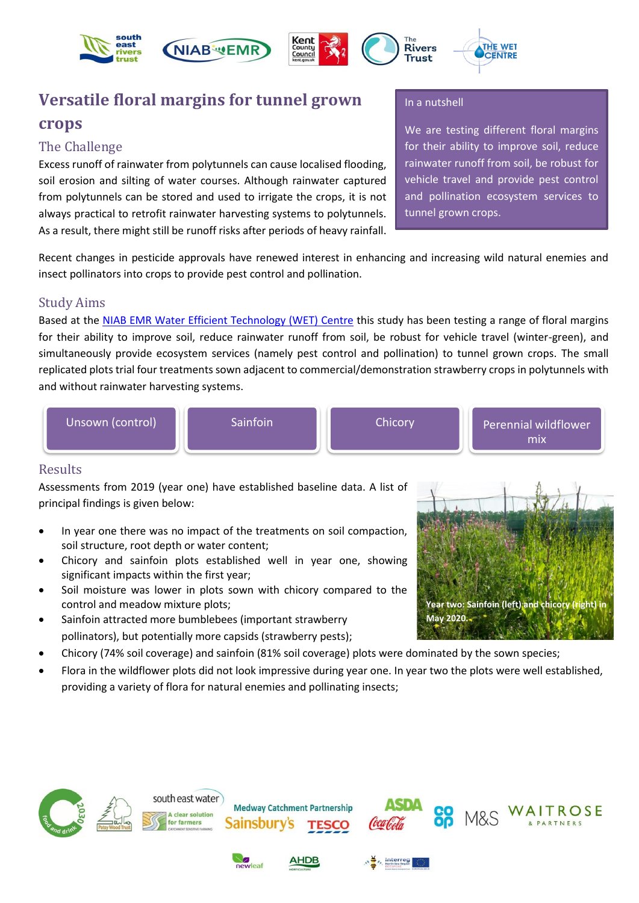# Versatile floral margins for tunnel grown crops

> In a nutshell
>
> We are testing different floral margins for their ability to improve soil, reduce rainwater runoff from soil, be robust for vehicle travel and provide pest control and pollination ecosystem services to tunnel grown crops.

## The Challenge

Excess runoff of rainwater from polytunnels can cause localised flooding, soil erosion and silting of water courses. Although rainwater captured from polytunnels can be stored and used to irrigate the crops, it is not always practical to retrofit rainwater harvesting systems to polytunnels. As a result, there might still be runoff risks after periods of heavy rainfall.

Recent changes in pesticide approvals have renewed interest in enhancing and increasing wild natural enemies and insect pollinators into crops to provide pest control and pollination.

## Study Aims

Based at the NIAB EMR Water Efficient Technology (WET) Centre this study has been testing a range of floral margins for their ability to improve soil, reduce rainwater runoff from soil, be robust for vehicle travel (winter-green), and simultaneously provide ecosystem services (namely pest control and pollination) to tunnel grown crops. The small replicated plots trial four treatments sown adjacent to commercial/demonstration strawberry crops in polytunnels with and without rainwater harvesting systems.

- Unsown (control)
- Sainfoin
- Chicory
- Perennial wildflower mix

## Results

Assessments from 2019 (year one) have established baseline data. A list of principal findings is given below:

- In year one there was no impact of the treatments on soil compaction, soil structure, root depth or water content;
- Chicory and sainfoin plots established well in year one, showing significant impacts within the first year;
- Soil moisture was lower in plots sown with chicory compared to the control and meadow mixture plots;
- Sainfoin attracted more bumblebees (important strawberry pollinators), but potentially more capsids (strawberry pests);
- Chicory (74% soil coverage) and sainfoin (81% soil coverage) plots were dominated by the sown species;
- Flora in the wildflower plots did not look impressive during year one. In year two the plots were well established, providing a variety of flora for natural enemies and pollinating insects;

Year two: Sainfoin (left) and chicory (right) in May 2020.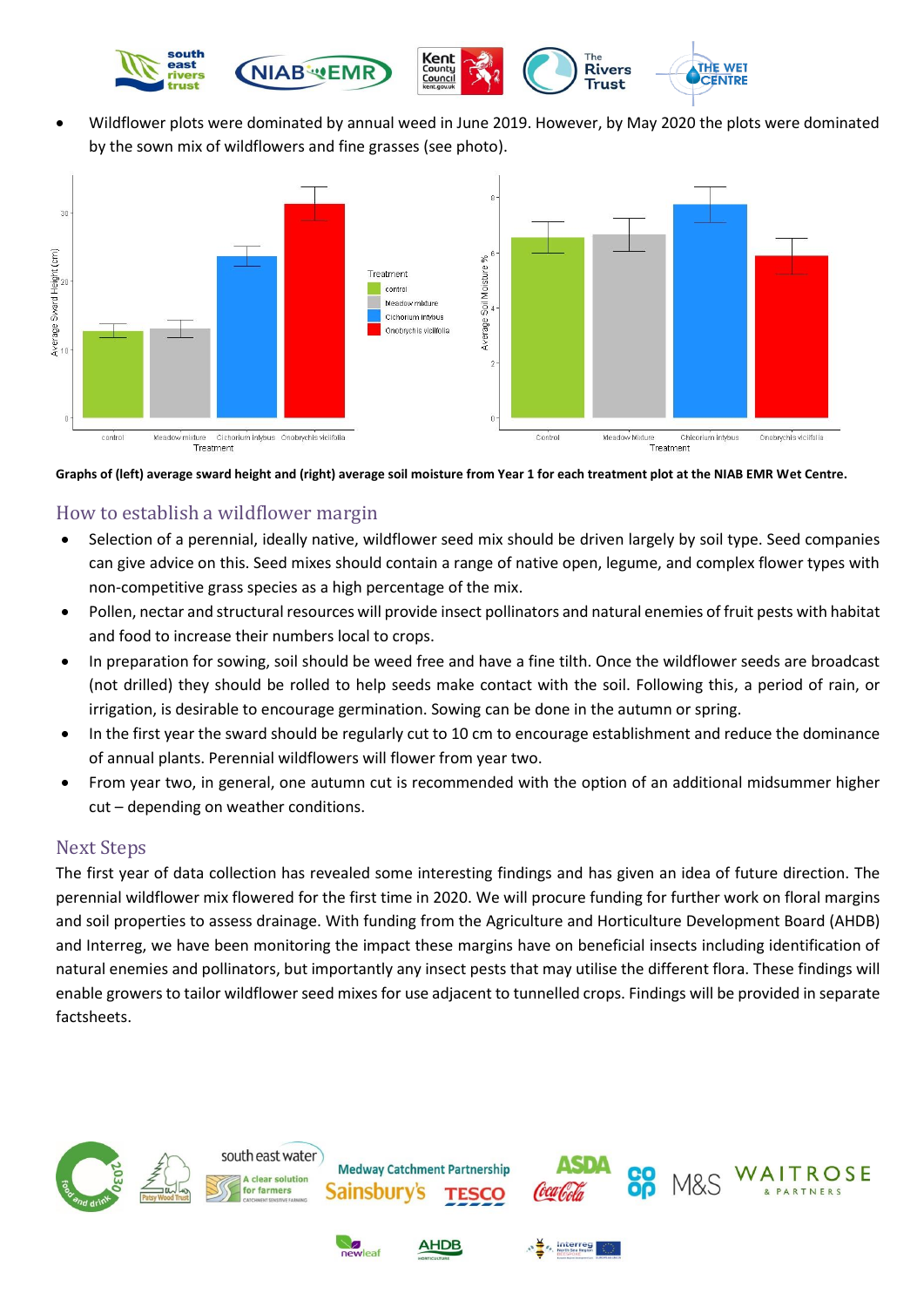- Wildflower plots were dominated by annual weed in June 2019. However, by May 2020 the plots were dominated by the sown mix of wildflowers and fine grasses (see photo).

Average Sward Height (cm)
0
10
20
30
control
Meadow mixture
Cichorium intybus
Onobrychis viciifolia
Treatment

Treatment
control
Meadow mixture
Cichorium intybus
Onobrychis viciifolia

Average Soil Moisture %
0
2
4
6
8
Control
Meadow Mixture
Chicorium intybus
Onobrychis viciifolia
Treatment

**Graphs of (left) average sward height and (right) average soil moisture from Year 1 for each treatment plot at the NIAB EMR Wet Centre.**

## How to establish a wildflower margin

- Selection of a perennial, ideally native, wildflower seed mix should be driven largely by soil type. Seed companies can give advice on this. Seed mixes should contain a range of native open, legume, and complex flower types with non-competitive grass species as a high percentage of the mix.
- Pollen, nectar and structural resources will provide insect pollinators and natural enemies of fruit pests with habitat and food to increase their numbers local to crops.
- In preparation for sowing, soil should be weed free and have a fine tilth. Once the wildflower seeds are broadcast (not drilled) they should be rolled to help seeds make contact with the soil. Following this, a period of rain, or irrigation, is desirable to encourage germination. Sowing can be done in the autumn or spring.
- In the first year the sward should be regularly cut to 10 cm to encourage establishment and reduce the dominance of annual plants. Perennial wildflowers will flower from year two.
- From year two, in general, one autumn cut is recommended with the option of an additional midsummer higher cut – depending on weather conditions.

## Next Steps

The first year of data collection has revealed some interesting findings and has given an idea of future direction. The perennial wildflower mix flowered for the first time in 2020. We will procure funding for further work on floral margins and soil properties to assess drainage. With funding from the Agriculture and Horticulture Development Board (AHDB) and Interreg, we have been monitoring the impact these margins have on beneficial insects including identification of natural enemies and pollinators, but importantly any insect pests that may utilise the different flora. These findings will enable growers to tailor wildflower seed mixes for use adjacent to tunnelled crops. Findings will be provided in separate factsheets.